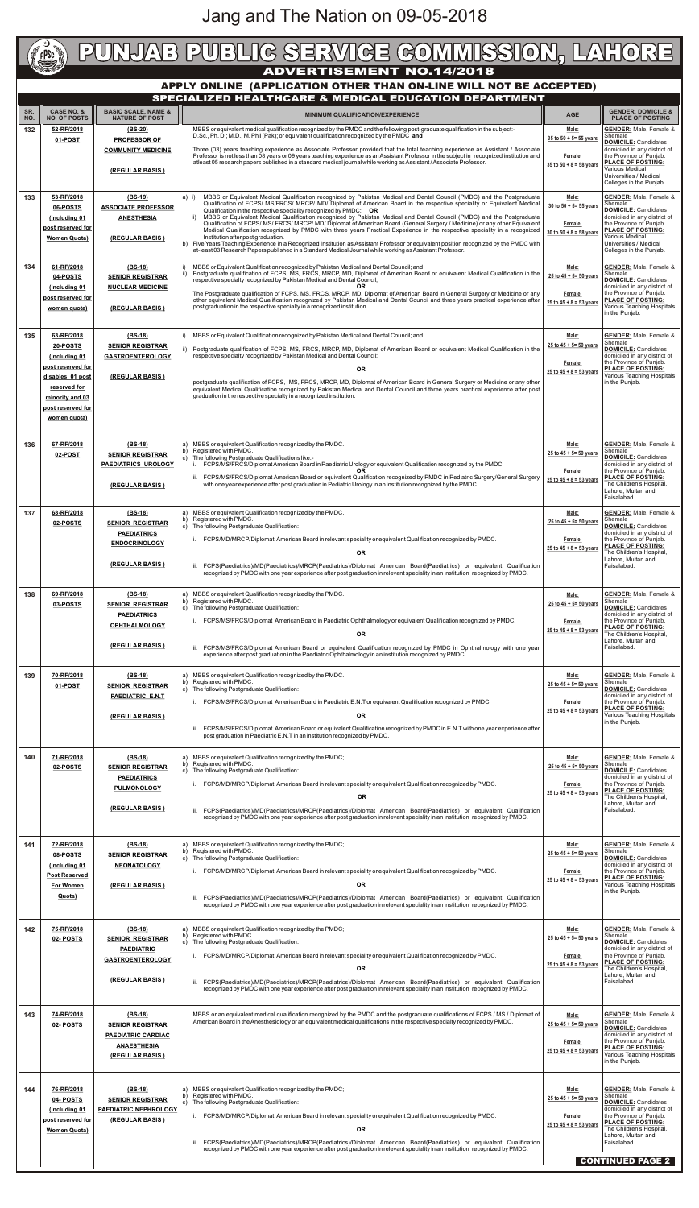Jang and The Nation on 09-05-2018

# PUNJAB PUBLIC SERVICE COMMISSION, LAHORE

## ADVERTISEMENT NO.14/2018

### APPLY ONLINE (APPLICATION OTHER THAN ON-LINE WILL NOT BE ACCEPTED)

### SPECIALIZED HEALTHCARE & MEDICAL EDUCATION DEPARTMENT

| SR. NO. | CASE NO. & NO. OF POSTS | BASIC SCALE, NAME & NATURE OF POST | MINIMUM QUALIFICATION/EXPERIENCE | AGE | GENDER, DOMICILE & PLACE OF POSTING |
|---|---|---|---|---|---|
| 132 | 52-RF/2018 01-POST | (BS-20) PROFESSOR OF COMMUNITY MEDICINE (REGULAR BASIS) | MBBS or equivalent medical qualification recognized by the PMDC and the following post-graduate qualification in the subject:- D.Sc., Ph. D.; M.D., M. Phil (Pak); or equivalent qualification recognized by the PMDC **and** Three (03) years teaching experience as Associate Professor provided that the total teaching experience as Assistant / Associate Professor is not less than 08 years or 09 years teaching experience as an Assistant Professor in the subject in recognized institution and atleast 05 research papers published in a standard medical journal while working as Assistant / Associate Professor. | Male: 35 to 50 + 5= 55 years Female: 35 to 50 + 8 = 58 years | GENDER: Male, Female & Shemale DOMICILE: Candidates domiciled in any district of the Province of Punjab. PLACE OF POSTING: Various Medical Universities / Medical Colleges in the Punjab. |
| 133 | 53-RF/2018 06-POSTS (including 01 post reserved for Women Quota) | (BS-19) ASSOCIATE PROFESSOR ANESTHESIA (REGULAR BASIS) | a) i) MBBS or Equivalent Medical Qualification recognized by Pakistan Medical and Dental Council (PMDC) and the Postgraduate Qualification of FCPS/ MS/FRCS/ MRCP/ MD/ Diplomat of American Board in the respective speciality or Equivalent Medical Qualification in the respective speciality recognized by PMDC; **OR** ii) MBBS or Equivalent Medical Qualification recognized by Pakistan Medical and Dental Council (PMDC) and the Postgraduate Qualification of FCPS/ MS/ FRCS/ MRCP/ MD/ Diplomat of American Board (General Surgery / Medicine) or any other Equivalent Medical Qualification recognized by PMDC with three years Practical Experience in the respective speciality in a recognized Institution after post graduation. b) Five Years Teaching Experience in a Recognized Institution as Assistant Professor or equivalent position recognized by the PMDC with at-least 03 Research Papers published in a Standard Medical Journal while working as Assistant Professor. | Male: 30 to 50 + 5= 55 years Female: 30 to 50 + 8 = 58 years | GENDER: Male, Female & Shemale DOMICILE: Candidates domiciled in any district of the Province of Punjab. PLACE OF POSTING: Various Medical Universities / Medical Colleges in the Punjab. |
| 134 | 61-RF/2018 04-POSTS (Including 01 post reserved for women quota) | (BS-18) SENIOR REGISTRAR NUCLEAR MEDICINE (REGULAR BASIS) | i) MBBS or Equivalent Qualification recognized by Pakistan Medical and Dental Council; and ii) Postgraduate qualification of FCPS, MS, FRCS, MRCP, MD, Diplomat of American Board or equivalent Medical Qualification in the respective specialty recognized by Pakistan Medical and Dental Council; **OR** The Postgraduate qualification of FCPS, MS, FRCS, MRCP, MD, Diplomat of American Board in General Surgery or Medicine or any other equivalent Medical Qualification recognized by Pakistan Medical and Dental Council and three years practical experience after post graduation in the respective specialty in a recognized institution. | Male: 25 to 45 + 5= 50 years Female: 25 to 45 + 8 = 53 years | GENDER: Male, Female & Shemale DOMICILE: Candidates domiciled in any district of the Province of Punjab. PLACE OF POSTING: Various Teaching Hospitals in the Punjab. |
| 135 | 63-RF/2018 20-POSTS (including 01 post reserved for disables, 01 post reserved for minority and 03 post reserved for women quota) | (BS-18) SENIOR REGISTRAR GASTROENTEROLOGY (REGULAR BASIS) | i) MBBS or Equivalent Qualification recognized by Pakistan Medical and Dental Council; and ii) Postgraduate qualification of FCPS, MS, FRCS, MRCP, MD, Diplomat of American Board or equivalent Medical Qualification in the respective specialty recognized by Pakistan Medical and Dental Council; **OR** postgraduate qualification of FCPS, MS, FRCS, MRCP, MD, Diplomat of American Board in General Surgery or Medicine or any other equivalent Medical Qualification recognized by Pakistan Medical and Dental Council and three years practical experience after post graduation in the respective specialty in a recognized institution. | Male: 25 to 45 + 5= 50 years Female: 25 to 45 + 8 = 53 years | GENDER: Male, Female & Shemale DOMICILE: Candidates domiciled in any district of the Province of Punjab. PLACE OF POSTING: Various Teaching Hospitals in the Punjab. |
| 136 | 67-RF/2018 02-POST | (BS-18) SENIOR REGISTRAR PAEDIATRICS UROLOGY (REGULAR BASIS) | a) MBBS or equivalent Qualification recognized by the PMDC. b) Registered with PMDC. c) The following Postgraduate Qualifications like:- i. FCPS/MS/FRCS/Diplomat American Board in Paediatric Urology or equivalent Qualification recognized by the PMDC. **OR** ii. FCPS/MS/FRCS/Diplomat American Board or equivalent Qualification recognized by PMDC in Pediatric Surgery/General Surgery with one year experience after post graduation in Pediatric Urology in an institution recognized by the PMDC. | Male: 25 to 45 + 5= 50 years Female: 25 to 45 + 8 = 53 years | GENDER: Male, Female & Shemale DOMICILE: Candidates domiciled in any district of the Province of Punjab. PLACE OF POSTING: The Children's Hospital, Lahore, Multan and Faisalabad. |
| 137 | 68-RF/2018 02-POSTS | (BS-18) SENIOR REGISTRAR PAEDIATRICS ENDOCRINOLOGY (REGULAR BASIS) | a) MBBS or equivalent Qualification recognized by the PMDC. b) Registered with PMDC. c) The following Postgraduate Qualification: i. FCPS/MD/MRCP/Diplomat American Board in relevant speciality or equivalent Qualification recognized by PMDC. **OR** ii. FCPS(Paediatrics)/MD(Paediatrics)/MRCP(Paediatrics)/Diplomat American Board(Paediatrics) or equivalent Qualification recognized by PMDC with one year experience after post graduation in relevant speciality in an institution recognized by PMDC. | Male: 25 to 45 + 5= 50 years Female: 25 to 45 + 8 = 53 years | GENDER: Male, Female & Shemale DOMICILE: Candidates domiciled in any district of the Province of Punjab. PLACE OF POSTING: The Children's Hospital, Lahore, Multan and Faisalabad. |
| 138 | 69-RF/2018 03-POSTS | (BS-18) SENIOR REGISTRAR PAEDIATRICS OPHTHALMOLOGY (REGULAR BASIS) | a) MBBS or equivalent Qualification recognized by the PMDC. b) Registered with PMDC. c) The following Postgraduate Qualification: i. FCPS/MS/FRCS/Diplomat American Board in Paediatric Ophthalmology or equivalent Qualification recognized by PMDC. **OR** ii. FCPS/MS/FRCS/Diplomat American Board or equivalent Qualification recognized by PMDC in Ophthalmology with one year experience after post graduation in the Paediatric Ophthalmology in an institution recognized by PMDC. | Male: 25 to 45 + 5= 50 years Female: 25 to 45 + 8 = 53 years | GENDER: Male, Female & Shemale DOMICILE: Candidates domiciled in any district of the Province of Punjab. PLACE OF POSTING: The Children's Hospital, Lahore, Multan and Faisalabad. |
| 139 | 70-RF/2018 01-POST | (BS-18) SENIOR REGISTRAR PAEDIATRIC E.N.T (REGULAR BASIS) | a) MBBS or equivalent Qualification recognized by the PMDC. b) Registered with PMDC. c) The following Postgraduate Qualification: i. FCPS/MS/FRCS/Diplomat American Board in Paediatric E.N.T or equivalent Qualification recognized by PMDC. **OR** ii. FCPS/MS/FRCS/Diplomat American Board or equivalent Qualification recognized by PMDC in E.N.T with one year experience after post graduation in Paediatric E.N.T in an institution recognized by PMDC. | Male: 25 to 45 + 5= 50 years Female: 25 to 45 + 8 = 53 years | GENDER: Male, Female & Shemale DOMICILE: Candidates domiciled in any district of the Province of Punjab. PLACE OF POSTING: Various Teaching Hospitals in the Punjab. |
| 140 | 71-RF/2018 02-POSTS | (BS-18) SENIOR REGISTRAR PAEDIATRICS PULMONOLOGY (REGULAR BASIS) | a) MBBS or equivalent Qualification recognized by the PMDC; b) Registered with PMDC. c) The following Postgraduate Qualification: i. FCPS/MD/MRCP/Diplomat American Board in relevant speciality or equivalent Qualification recognized by PMDC. **OR** ii. FCPS(Paediatrics)/MD(Paediatrics)/MRCP(Paediatrics)/Diplomat American Board(Paediatrics) or equivalent Qualification recognized by PMDC with one year experience after post graduation in relevant speciality in an institution recognized by PMDC. | Male: 25 to 45 + 5= 50 years Female: 25 to 45 + 8 = 53 years | GENDER: Male, Female & Shemale DOMICILE: Candidates domiciled in any district of the Province of Punjab. PLACE OF POSTING: The Children's Hospital, Lahore, Multan and Faisalabad. |
| 141 | 72-RF/2018 08-POSTS (including 01 Post Reserved For Women Quota) | (BS-18) SENIOR REGISTRAR NEONATOLOGY (REGULAR BASIS) | a) MBBS or equivalent Qualification recognized by the PMDC; b) Registered with PMDC. c) The following Postgraduate Qualification: i. FCPS/MD/MRCP/Diplomat American Board in relevant speciality or equivalent Qualification recognized by PMDC. **OR** ii. FCPS(Paediatrics)/MD(Paediatrics)/MRCP(Paediatrics)/Diplomat American Board(Paediatrics) or equivalent Qualification recognized by PMDC with one year experience after post graduation in relevant speciality in an institution recognized by PMDC. | Male: 25 to 45 + 5= 50 years Female: 25 to 45 + 8 = 53 years | GENDER: Male, Female & Shemale DOMICILE: Candidates domiciled in any district of the Province of Punjab. PLACE OF POSTING: Various Teaching Hospitals in the Punjab. |
| 142 | 75-RF/2018 02- POSTS | (BS-18) SENIOR REGISTRAR PAEDIATRIC GASTROENTEROLOGY (REGULAR BASIS) | a) MBBS or equivalent Qualification recognized by the PMDC; b) Registered with PMDC. c) The following Postgraduate Qualification: i. FCPS/MD/MRCP/Diplomat American Board in relevant speciality or equivalent Qualification recognized by PMDC. **OR** ii. FCPS(Paediatrics)/MD(Paediatrics)/MRCP(Paediatrics)/Diplomat American Board(Paediatrics) or equivalent Qualification recognized by PMDC with one year experience after post graduation in relevant speciality in an institution recognized by PMDC. | Male: 25 to 45 + 5= 50 years Female: 25 to 45 + 8 = 53 years | GENDER: Male, Female & Shemale DOMICILE: Candidates domiciled in any district of the Province of Punjab. PLACE OF POSTING: The Children's Hospital, Lahore, Multan and Faisalabad. |
| 143 | 74-RF/2018 02- POSTS | (BS-18) SENIOR REGISTRAR PAEDIATRIC CARDIAC ANAESTHESIA (REGULAR BASIS) | MBBS or an equivalent medical qualification recognized by the PMDC and the postgraduate qualifications of FCPS / MS / Diplomat of American Board in the Anesthesiology or an equivalent medical qualifications in the respective specialty recognized by PMDC. | Male: 25 to 45 + 5= 50 years Female: 25 to 45 + 8 = 53 years | GENDER: Male, Female & Shemale DOMICILE: Candidates domiciled in any district of the Province of Punjab. PLACE OF POSTING: Various Teaching Hospitals in the Punjab. |
| 144 | 76-RF/2018 04- POSTS (including 01 post reserved for Women Quota) | (BS-18) SENIOR REGISTRAR PAEDIATRIC NEPHROLOGY (REGULAR BASIS) | a) MBBS or equivalent Qualification recognized by the PMDC; b) Registered with PMDC. c) The following Postgraduate Qualification: i. FCPS/MD/MRCP/Diplomat American Board in relevant speciality or equivalent Qualification recognized by PMDC. **OR** ii. FCPS(Paediatrics)/MD(Paediatrics)/MRCP(Paediatrics)/Diplomat American Board(Paediatrics) or equivalent Qualification recognized by PMDC with one year experience after post graduation in relevant speciality in an institution recognized by PMDC. | Male: 25 to 45 + 5= 50 years Female: 25 to 45 + 8 = 53 years | GENDER: Male, Female & Shemale DOMICILE: Candidates domiciled in any district of the Province of Punjab. PLACE OF POSTING: The Children's Hospital, Lahore, Multan and Faisalabad. |

**CONTINUED PAGE 2**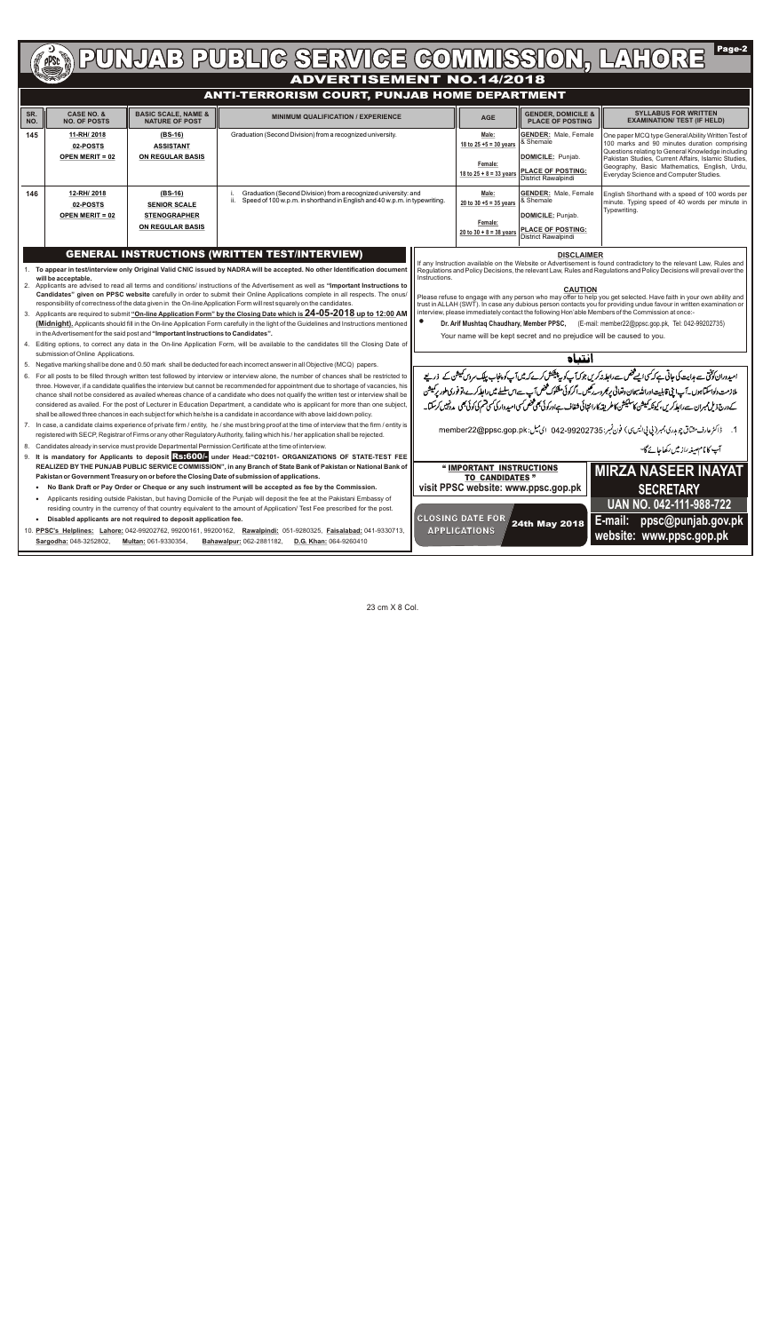# PUNJAB PUBLIC SERVICE COMMISSION, LAHORE

## ADVERTISEMENT NO.14/2018

## ANTI-TERRORISM COURT, PUNJAB HOME DEPARTMENT

| SR. NO. | CASE NO. & NO. OF POSTS | BASIC SCALE, NAME & NATURE OF POST | MINIMUM QUALIFICATION / EXPERIENCE | AGE | GENDER, DOMICILE & PLACE OF POSTING | SYLLABUS FOR WRITTEN EXAMINATION/ TEST (IF HELD) |
|---|---|---|---|---|---|---|
| 145 | 11-RH/ 2018<br>02-POSTS<br>OPEN MERIT = 02 | (BS-16)<br>ASSISTANT<br>ON REGULAR BASIS | Graduation (Second Division) from a recognized university. | Male:<br>18 to 25 +5 = 30 years<br>Female:<br>18 to 25 + 8 = 33 years | GENDER: Male, Female & Shemale<br>DOMICILE: Punjab.<br>PLACE OF POSTING: District Rawalpindi | One paper MCQ type General Ability Written Test of 100 marks and 90 minutes duration comprising Questions relating to General Knowledge including Pakistan Studies, Current Affairs, Islamic Studies, Geography, Basic Mathematics, English, Urdu, Everyday Science and Computer Studies. |
| 146 | 12-RH/ 2018<br>02-POSTS<br>OPEN MERIT = 02 | (BS-16)<br>SENIOR SCALE STENOGRAPHER<br>ON REGULAR BASIS | i. Graduation (Second Division) from a recognized university: and<br>ii. Speed of 100 w.p.m. in shorthand in English and 40 w.p.m. in typewriting. | Male:<br>20 to 30 +5 = 35 years<br>Female:<br>20 to 30 + 8 = 38 years | GENDER: Male, Female & Shemale<br>DOMICILE: Punjab.<br>PLACE OF POSTING: District Rawalpindi | English Shorthand with a speed of 100 words per minute. Typing speed of 40 words per minute in Typewriting. |

### GENERAL INSTRUCTIONS (WRITTEN TEST/INTERVIEW)

1. **To appear in test/interview only Original Valid CNIC issued by NADRA will be accepted. No other Identification document will be acceptable.**
2. Applicants are advised to read all terms and conditions/ instructions of the Advertisement as well as **"Important Instructions to Candidates" given on PPSC website** carefully in order to submit their Online Applications complete in all respects. The onus/ responsibility of correctness of the data given in the On-line Application Form will rest squarely on the candidates.
3. Applicants are required to submit **"On-line Application Form" by the Closing Date which is 24-05-2018 up to 12:00 AM (Midnight).** Applicants should fill in the On-line Application Form carefully in the light of the Guidelines and Instructions mentioned in the Advertisement for the said post and **"Important Instructions to Candidates".**
4. Editing options, to correct any data in the On-line Application Form, will be available to the candidates till the Closing Date of submission of Online Applications.
5. Negative marking shall be done and 0.50 mark shall be deducted for each incorrect answer in all Objective (MCQ) papers.
6. For all posts to be filled through written test followed by interview or interview alone, the number of chances shall be restricted to three. However, if a candidate qualifies the interview but cannot be recommended for appointment due to shortage of vacancies, his chance shall not be considered as availed whereas chance of a candidate who does not qualify the written test or interview shall be considered as availed. For the post of Lecturer in Education Department, a candidate who is applicant for more than one subject, shall be allowed three chances in each subject for which he/she is a candidate in accordance with above laid down policy.
7. In case, a candidate claims experience of private firm / entity, he / she must bring proof at the time of interview that the firm / entity is registered with SECP, Registrar of Firms or any other Regulatory Authority, failing which his / her application shall be rejected.
8. Candidates already in service must provide Departmental Permission Certificate at the time of interview.
9. **It is mandatory for Applicants to deposit Rs:600/- under Head:"C02101- ORGANIZATIONS OF STATE-TEST FEE REALIZED BY THE PUNJAB PUBLIC SERVICE COMMISSION", in any Branch of State Bank of Pakistan or National Bank of Pakistan or Government Treasury on or before the Closing Date of submission of applications.**
   - **No Bank Draft or Pay Order or Cheque or any such instrument will be accepted as fee by the Commission.**
   - Applicants residing outside Pakistan, but having Domicile of the Punjab will deposit the fee at the Pakistani Embassy of residing country in the currency of that country equivalent to the amount of Application/ Test Fee prescribed for the post.
   - **Disabled applicants are not required to deposit application fee.**
10. **PPSC's Helplines: Lahore:** 042-99202762, 99200161, 99200162, **Rawalpindi:** 051-9280325, **Faisalabad:** 041-9330713, **Sargodha:** 048-3252802, **Multan:** 061-9330354, **Bahawalpur:** 062-2881182, **D.G. Khan:** 064-9260410

### DISCLAIMER

If any Instruction available on the Website or Advertisement is found contradictory to the relevant Law, Rules and Regulations and Policy Decisions, the relevant Law, Rules and Regulations and Policy Decisions will prevail over the Instructions.

### CAUTION

Please refuse to engage with any person who may offer to help you get selected. Have faith in your own ability and trust in ALLAH (SWT). In case any dubious person contacts you for providing undue favour in written examination or interview, please immediately contact the following Hon'able Members of the Commission at once:-

- **Dr. Arif Mushtaq Chaudhary, Member PPSC,** (E-mail: member22@ppsc.gop.pk, Tel: 042-99202735)

Your name will be kept secret and no prejudice will be caused to you.

### انتباہ

امیدواران کو تنبیہ کی جاتی ہے کہ کسی ایسے شخص سے رابطہ نہ کریں جو کہ آپ کو یہ پیشکش کرے کہ میں آپ کو پنجاب پبلک سروس کمیشن کے ذریعے ملازمت دلوا سکتا ہوں۔ آپ اپنی قابلیت اور اللہ سبحان وتعالیٰ پر بھروسہ رکھیں۔ اگر کوئی مشکوک شخص آپ سے اس سلسلے میں رابطہ کرے تو فوری طور پر کمیشن کے درج ذیل ممبران سے رابطہ کریں، کیونکہ کمیشن کا سلیکشن کا طریقہ کار انتہائی شفاف ہے اور کوئی بھی شخص کسی امیدوار کی کسی قسم کی کوئی بھی مدد نہیں کرسکتا۔

1۔ ڈاکٹر عارف مشتاق چوہدری، ممبر (پی پی ایس سی) فون نمبر: 042-99202735 ای میل: member22@ppsc.gop.pk

آپ کا نام صیغہ راز میں رکھا جائے گا۔

**" IMPORTANT INSTRUCTIONS TO CANDIDATES "**
**visit PPSC website: www.ppsc.gop.pk**

**CLOSING DATE FOR APPLICATIONS: 24th May 2018**

**MIRZA NASEER INAYAT**
**SECRETARY**
**UAN NO. 042-111-988-722**
**E-mail: ppsc@punjab.gov.pk**
**website: www.ppsc.gop.pk**

23 cm X 8 Col.